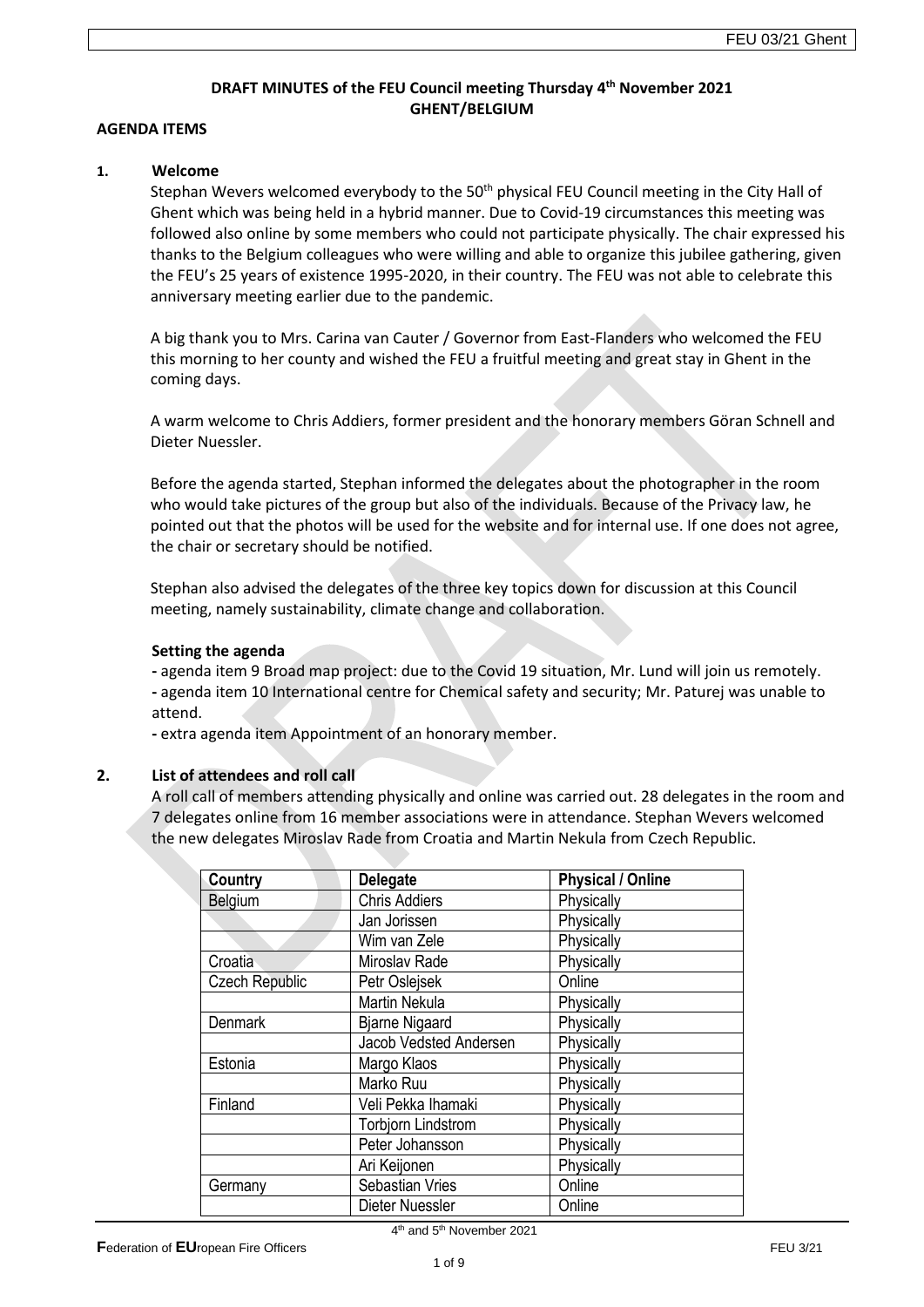**DRAFT MINUTES of the FEU Council meeting Thursday 4th November 2021**
**GHENT/BELGIUM**

**AGENDA ITEMS**

## 1. Welcome

Stephan Wevers welcomed everybody to the 50th physical FEU Council meeting in the City Hall of Ghent which was being held in a hybrid manner. Due to Covid-19 circumstances this meeting was followed also online by some members who could not participate physically. The chair expressed his thanks to the Belgium colleagues who were willing and able to organize this jubilee gathering, given the FEU's 25 years of existence 1995-2020, in their country. The FEU was not able to celebrate this anniversary meeting earlier due to the pandemic.

A big thank you to Mrs. Carina van Cauter / Governor from East-Flanders who welcomed the FEU this morning to her county and wished the FEU a fruitful meeting and great stay in Ghent in the coming days.

A warm welcome to Chris Addiers, former president and the honorary members Göran Schnell and Dieter Nuessler.

Before the agenda started, Stephan informed the delegates about the photographer in the room who would take pictures of the group but also of the individuals. Because of the Privacy law, he pointed out that the photos will be used for the website and for internal use. If one does not agree, the chair or secretary should be notified.

Stephan also advised the delegates of the three key topics down for discussion at this Council meeting, namely sustainability, climate change and collaboration.

**Setting the agenda**

- agenda item 9 Broad map project: due to the Covid 19 situation, Mr. Lund will join us remotely.
- agenda item 10 International centre for Chemical safety and security; Mr. Paturej was unable to attend.
- extra agenda item Appointment of an honorary member.

## 2. List of attendees and roll call

A roll call of members attending physically and online was carried out. 28 delegates in the room and 7 delegates online from 16 member associations were in attendance. Stephan Wevers welcomed the new delegates Miroslav Rade from Croatia and Martin Nekula from Czech Republic.

| Country | Delegate | Physical / Online |
|---|---|---|
| Belgium | Chris Addiers | Physically |
| | Jan Jorissen | Physically |
| | Wim van Zele | Physically |
| Croatia | Miroslav Rade | Physically |
| Czech Republic | Petr Oslejsek | Online |
| | Martin Nekula | Physically |
| Denmark | Bjarne Nigaard | Physically |
| | Jacob Vedsted Andersen | Physically |
| Estonia | Margo Klaos | Physically |
| | Marko Ruu | Physically |
| Finland | Veli Pekka Ihamaki | Physically |
| | Torbjorn Lindstrom | Physically |
| | Peter Johansson | Physically |
| | Ari Keijonen | Physically |
| Germany | Sebastian Vries | Online |
| | Dieter Nuessler | Online |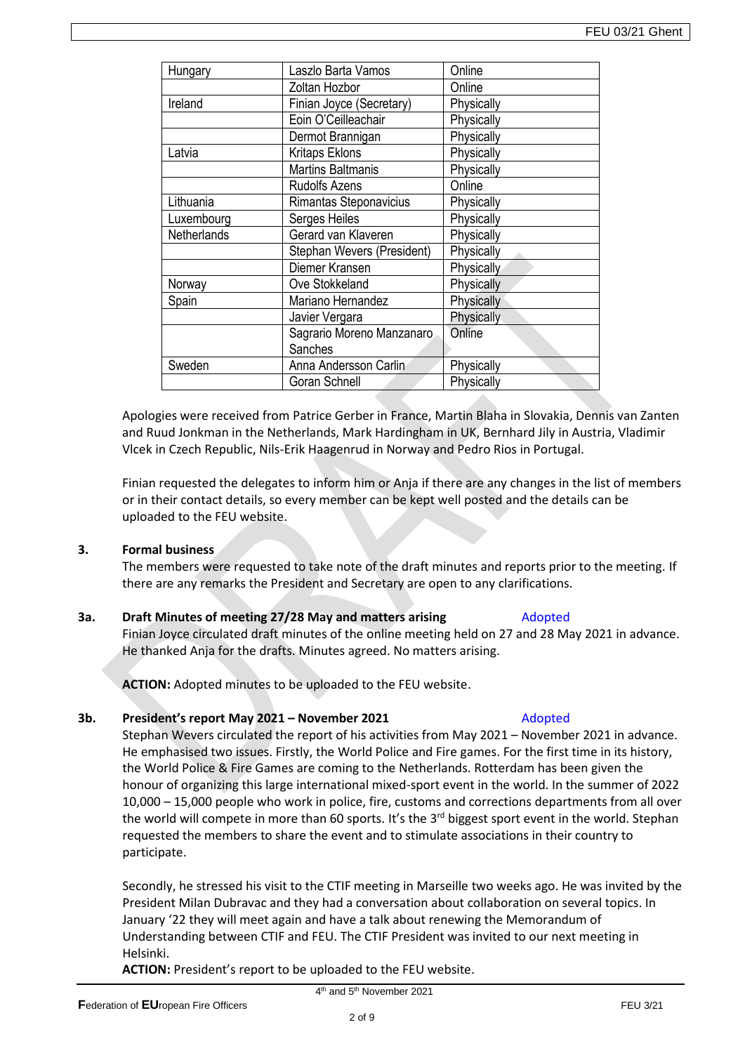| Hungary | Laszlo Barta Vamos | Online |
|---|---|---|
| | Zoltan Hozbor | Online |
| Ireland | Finian Joyce (Secretary) | Physically |
| | Eoin O'Ceilleachair | Physically |
| | Dermot Brannigan | Physically |
| Latvia | Kritaps Eklons | Physically |
| | Martins Baltmanis | Physically |
| | Rudolfs Azens | Online |
| Lithuania | Rimantas Steponavicius | Physically |
| Luxembourg | Serges Heiles | Physically |
| Netherlands | Gerard van Klaveren | Physically |
| | Stephan Wevers (President) | Physically |
| | Diemer Kransen | Physically |
| Norway | Ove Stokkeland | Physically |
| Spain | Mariano Hernandez | Physically |
| | Javier Vergara | Physically |
| | Sagrario Moreno Manzanaro Sanches | Online |
| Sweden | Anna Andersson Carlin | Physically |
| | Goran Schnell | Physically |

Apologies were received from Patrice Gerber in France, Martin Blaha in Slovakia, Dennis van Zanten and Ruud Jonkman in the Netherlands, Mark Hardingham in UK, Bernhard Jily in Austria, Vladimir Vlcek in Czech Republic, Nils-Erik Haagenrud in Norway and Pedro Rios in Portugal.

Finian requested the delegates to inform him or Anja if there are any changes in the list of members or in their contact details, so every member can be kept well posted and the details can be uploaded to the FEU website.

**3. Formal business**

The members were requested to take note of the draft minutes and reports prior to the meeting. If there are any remarks the President and Secretary are open to any clarifications.

**3a. Draft Minutes of meeting 27/28 May and matters arising** Adopted

Finian Joyce circulated draft minutes of the online meeting held on 27 and 28 May 2021 in advance. He thanked Anja for the drafts. Minutes agreed. No matters arising.

**ACTION:** Adopted minutes to be uploaded to the FEU website.

**3b. President's report May 2021 – November 2021** Adopted

Stephan Wevers circulated the report of his activities from May 2021 – November 2021 in advance. He emphasised two issues. Firstly, the World Police and Fire games. For the first time in its history, the World Police & Fire Games are coming to the Netherlands. Rotterdam has been given the honour of organizing this large international mixed-sport event in the world. In the summer of 2022 10,000 – 15,000 people who work in police, fire, customs and corrections departments from all over the world will compete in more than 60 sports. It's the 3rd biggest sport event in the world. Stephan requested the members to share the event and to stimulate associations in their country to participate.

Secondly, he stressed his visit to the CTIF meeting in Marseille two weeks ago. He was invited by the President Milan Dubravac and they had a conversation about collaboration on several topics. In January '22 they will meet again and have a talk about renewing the Memorandum of Understanding between CTIF and FEU. The CTIF President was invited to our next meeting in Helsinki.

**ACTION:** President's report to be uploaded to the FEU website.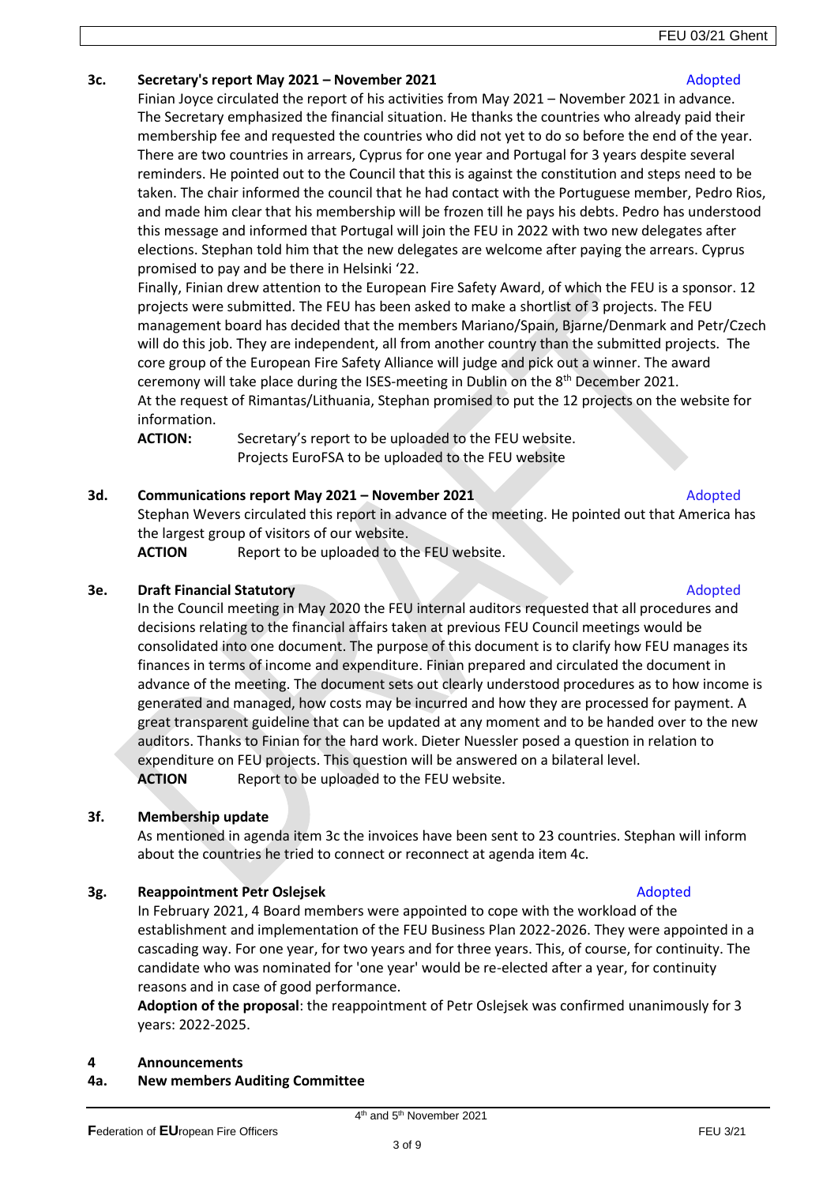### 3c. Secretary's report May 2021 – November 2021 — Adopted

Finian Joyce circulated the report of his activities from May 2021 – November 2021 in advance. The Secretary emphasized the financial situation. He thanks the countries who already paid their membership fee and requested the countries who did not yet to do so before the end of the year. There are two countries in arrears, Cyprus for one year and Portugal for 3 years despite several reminders. He pointed out to the Council that this is against the constitution and steps need to be taken. The chair informed the council that he had contact with the Portuguese member, Pedro Rios, and made him clear that his membership will be frozen till he pays his debts. Pedro has understood this message and informed that Portugal will join the FEU in 2022 with two new delegates after elections. Stephan told him that the new delegates are welcome after paying the arrears. Cyprus promised to pay and be there in Helsinki '22.

Finally, Finian drew attention to the European Fire Safety Award, of which the FEU is a sponsor. 12 projects were submitted. The FEU has been asked to make a shortlist of 3 projects. The FEU management board has decided that the members Mariano/Spain, Bjarne/Denmark and Petr/Czech will do this job. They are independent, all from another country than the submitted projects. The core group of the European Fire Safety Alliance will judge and pick out a winner. The award ceremony will take place during the ISES-meeting in Dublin on the 8th December 2021.

At the request of Rimantas/Lithuania, Stephan promised to put the 12 projects on the website for information.

**ACTION:** Secretary's report to be uploaded to the FEU website.
Projects EuroFSA to be uploaded to the FEU website

### 3d. Communications report May 2021 – November 2021 — Adopted

Stephan Wevers circulated this report in advance of the meeting. He pointed out that America has the largest group of visitors of our website.

**ACTION** Report to be uploaded to the FEU website.

### 3e. Draft Financial Statutory — Adopted

In the Council meeting in May 2020 the FEU internal auditors requested that all procedures and decisions relating to the financial affairs taken at previous FEU Council meetings would be consolidated into one document. The purpose of this document is to clarify how FEU manages its finances in terms of income and expenditure. Finian prepared and circulated the document in advance of the meeting. The document sets out clearly understood procedures as to how income is generated and managed, how costs may be incurred and how they are processed for payment. A great transparent guideline that can be updated at any moment and to be handed over to the new auditors. Thanks to Finian for the hard work. Dieter Nuessler posed a question in relation to expenditure on FEU projects. This question will be answered on a bilateral level.

**ACTION** Report to be uploaded to the FEU website.

### 3f. Membership update

As mentioned in agenda item 3c the invoices have been sent to 23 countries. Stephan will inform about the countries he tried to connect or reconnect at agenda item 4c.

### 3g. Reappointment Petr Oslejsek — Adopted

In February 2021, 4 Board members were appointed to cope with the workload of the establishment and implementation of the FEU Business Plan 2022-2026. They were appointed in a cascading way. For one year, for two years and for three years. This, of course, for continuity. The candidate who was nominated for 'one year' would be re-elected after a year, for continuity reasons and in case of good performance.

**Adoption of the proposal**: the reappointment of Petr Oslejsek was confirmed unanimously for 3 years: 2022-2025.

## 4 Announcements

### 4a. New members Auditing Committee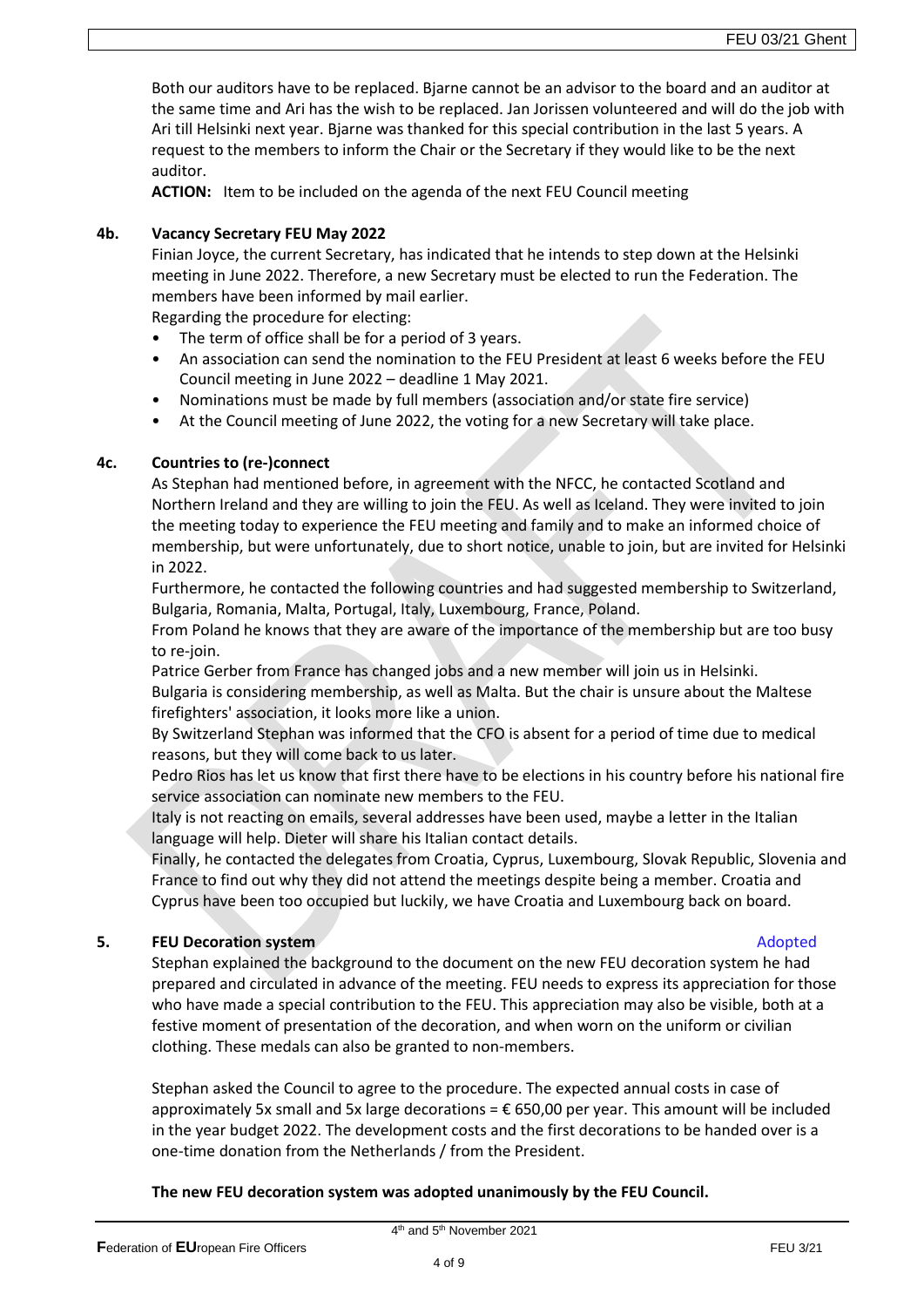Both our auditors have to be replaced. Bjarne cannot be an advisor to the board and an auditor at the same time and Ari has the wish to be replaced. Jan Jorissen volunteered and will do the job with Ari till Helsinki next year. Bjarne was thanked for this special contribution in the last 5 years. A request to the members to inform the Chair or the Secretary if they would like to be the next auditor.

**ACTION:** Item to be included on the agenda of the next FEU Council meeting

### 4b. Vacancy Secretary FEU May 2022

Finian Joyce, the current Secretary, has indicated that he intends to step down at the Helsinki meeting in June 2022. Therefore, a new Secretary must be elected to run the Federation. The members have been informed by mail earlier.

Regarding the procedure for electing:

- The term of office shall be for a period of 3 years.
- An association can send the nomination to the FEU President at least 6 weeks before the FEU Council meeting in June 2022 – deadline 1 May 2021.
- Nominations must be made by full members (association and/or state fire service)
- At the Council meeting of June 2022, the voting for a new Secretary will take place.

### 4c. Countries to (re-)connect

As Stephan had mentioned before, in agreement with the NFCC, he contacted Scotland and Northern Ireland and they are willing to join the FEU. As well as Iceland. They were invited to join the meeting today to experience the FEU meeting and family and to make an informed choice of membership, but were unfortunately, due to short notice, unable to join, but are invited for Helsinki in 2022.

Furthermore, he contacted the following countries and had suggested membership to Switzerland, Bulgaria, Romania, Malta, Portugal, Italy, Luxembourg, France, Poland.

From Poland he knows that they are aware of the importance of the membership but are too busy to re-join.

Patrice Gerber from France has changed jobs and a new member will join us in Helsinki.

Bulgaria is considering membership, as well as Malta. But the chair is unsure about the Maltese firefighters' association, it looks more like a union.

By Switzerland Stephan was informed that the CFO is absent for a period of time due to medical reasons, but they will come back to us later.

Pedro Rios has let us know that first there have to be elections in his country before his national fire service association can nominate new members to the FEU.

Italy is not reacting on emails, several addresses have been used, maybe a letter in the Italian language will help. Dieter will share his Italian contact details.

Finally, he contacted the delegates from Croatia, Cyprus, Luxembourg, Slovak Republic, Slovenia and France to find out why they did not attend the meetings despite being a member. Croatia and Cyprus have been too occupied but luckily, we have Croatia and Luxembourg back on board.

### 5. FEU Decoration system — Adopted

Stephan explained the background to the document on the new FEU decoration system he had prepared and circulated in advance of the meeting. FEU needs to express its appreciation for those who have made a special contribution to the FEU. This appreciation may also be visible, both at a festive moment of presentation of the decoration, and when worn on the uniform or civilian clothing. These medals can also be granted to non-members.

Stephan asked the Council to agree to the procedure. The expected annual costs in case of approximately 5x small and 5x large decorations = € 650,00 per year. This amount will be included in the year budget 2022. The development costs and the first decorations to be handed over is a one-time donation from the Netherlands / from the President.

**The new FEU decoration system was adopted unanimously by the FEU Council.**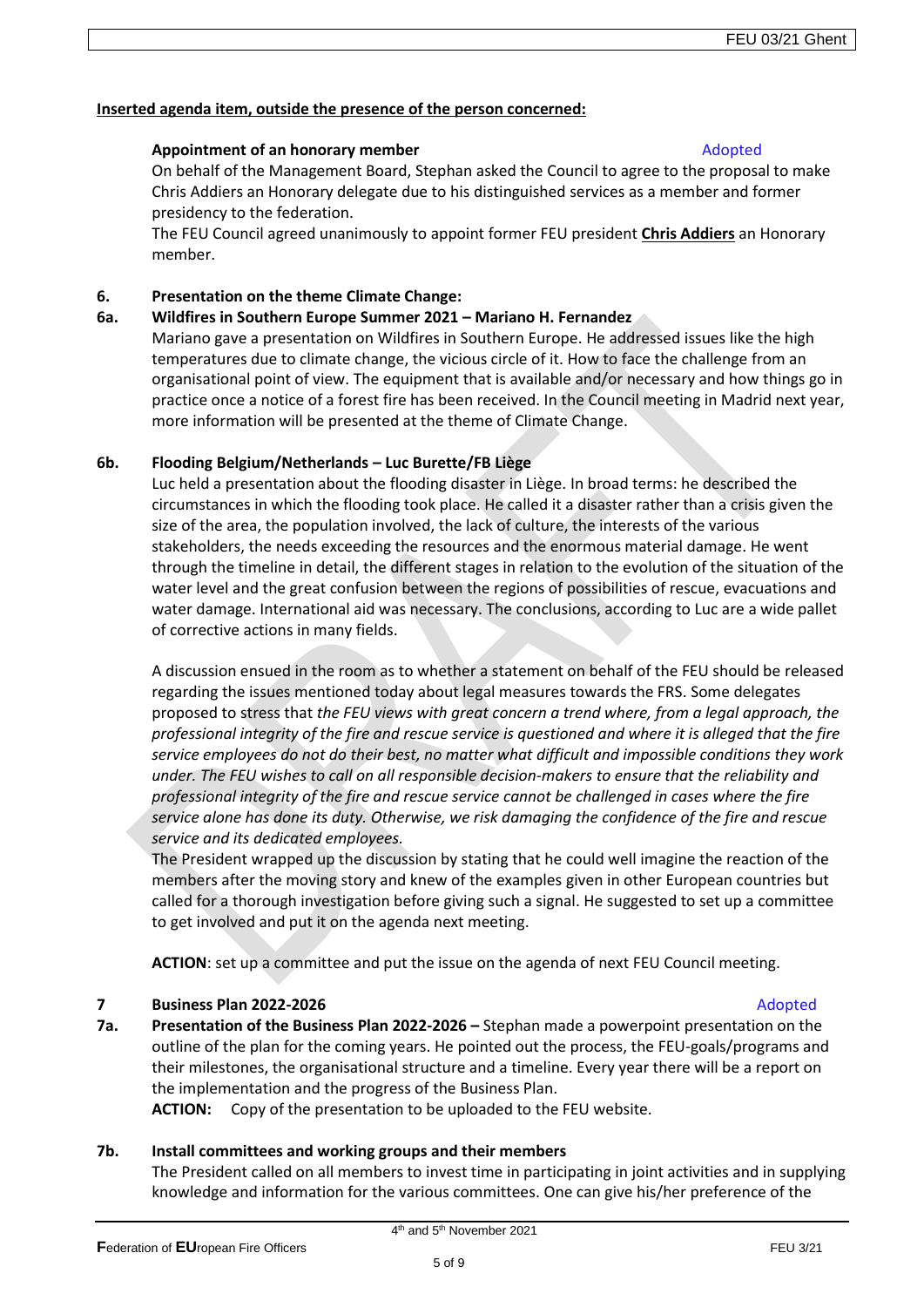**Inserted agenda item, outside the presence of the person concerned:**

**Appointment of an honorary member** Adopted

On behalf of the Management Board, Stephan asked the Council to agree to the proposal to make Chris Addiers an Honorary delegate due to his distinguished services as a member and former presidency to the federation.

The FEU Council agreed unanimously to appoint former FEU president **Chris Addiers** an Honorary member.

## 6. Presentation on the theme Climate Change:

### 6a. Wildfires in Southern Europe Summer 2021 – Mariano H. Fernandez

Mariano gave a presentation on Wildfires in Southern Europe. He addressed issues like the high temperatures due to climate change, the vicious circle of it. How to face the challenge from an organisational point of view. The equipment that is available and/or necessary and how things go in practice once a notice of a forest fire has been received. In the Council meeting in Madrid next year, more information will be presented at the theme of Climate Change.

### 6b. Flooding Belgium/Netherlands – Luc Burette/FB Liège

Luc held a presentation about the flooding disaster in Liège. In broad terms: he described the circumstances in which the flooding took place. He called it a disaster rather than a crisis given the size of the area, the population involved, the lack of culture, the interests of the various stakeholders, the needs exceeding the resources and the enormous material damage. He went through the timeline in detail, the different stages in relation to the evolution of the situation of the water level and the great confusion between the regions of possibilities of rescue, evacuations and water damage. International aid was necessary. The conclusions, according to Luc are a wide pallet of corrective actions in many fields.

A discussion ensued in the room as to whether a statement on behalf of the FEU should be released regarding the issues mentioned today about legal measures towards the FRS. Some delegates proposed to stress that *the FEU views with great concern a trend where, from a legal approach, the professional integrity of the fire and rescue service is questioned and where it is alleged that the fire service employees do not do their best, no matter what difficult and impossible conditions they work under. The FEU wishes to call on all responsible decision-makers to ensure that the reliability and professional integrity of the fire and rescue service cannot be challenged in cases where the fire service alone has done its duty. Otherwise, we risk damaging the confidence of the fire and rescue service and its dedicated employees.*

The President wrapped up the discussion by stating that he could well imagine the reaction of the members after the moving story and knew of the examples given in other European countries but called for a thorough investigation before giving such a signal. He suggested to set up a committee to get involved and put it on the agenda next meeting.

**ACTION**: set up a committee and put the issue on the agenda of next FEU Council meeting.

## 7 Business Plan 2022-2026 Adopted

**7a. Presentation of the Business Plan 2022-2026 –** Stephan made a powerpoint presentation on the outline of the plan for the coming years. He pointed out the process, the FEU-goals/programs and their milestones, the organisational structure and a timeline. Every year there will be a report on the implementation and the progress of the Business Plan.

**ACTION:** Copy of the presentation to be uploaded to the FEU website.

### 7b. Install committees and working groups and their members

The President called on all members to invest time in participating in joint activities and in supplying knowledge and information for the various committees. One can give his/her preference of the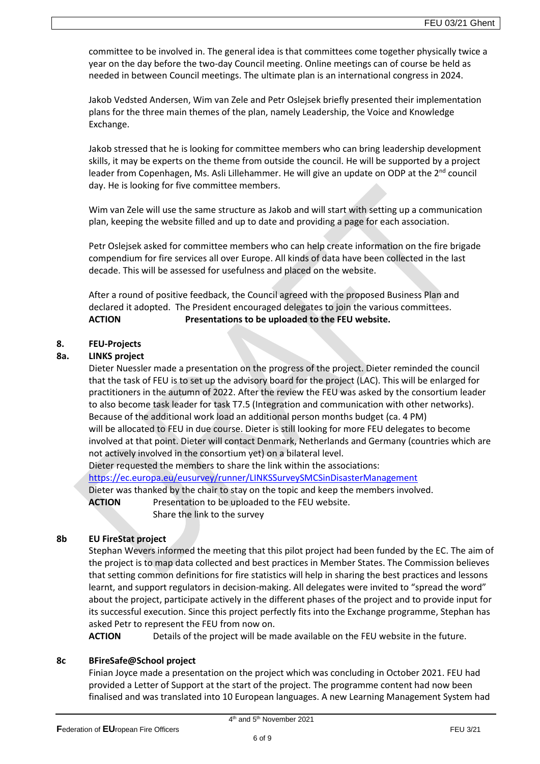committee to be involved in. The general idea is that committees come together physically twice a year on the day before the two-day Council meeting. Online meetings can of course be held as needed in between Council meetings. The ultimate plan is an international congress in 2024.

Jakob Vedsted Andersen, Wim van Zele and Petr Oslejsek briefly presented their implementation plans for the three main themes of the plan, namely Leadership, the Voice and Knowledge Exchange.

Jakob stressed that he is looking for committee members who can bring leadership development skills, it may be experts on the theme from outside the council. He will be supported by a project leader from Copenhagen, Ms. Asli Lillehammer. He will give an update on ODP at the 2nd council day. He is looking for five committee members.

Wim van Zele will use the same structure as Jakob and will start with setting up a communication plan, keeping the website filled and up to date and providing a page for each association.

Petr Oslejsek asked for committee members who can help create information on the fire brigade compendium for fire services all over Europe. All kinds of data have been collected in the last decade. This will be assessed for usefulness and placed on the website.

After a round of positive feedback, the Council agreed with the proposed Business Plan and declared it adopted. The President encouraged delegates to join the various committees.

**ACTION** **Presentations to be uploaded to the FEU website.**

## 8. FEU-Projects

### 8a. LINKS project

Dieter Nuessler made a presentation on the progress of the project. Dieter reminded the council that the task of FEU is to set up the advisory board for the project (LAC). This will be enlarged for practitioners in the autumn of 2022. After the review the FEU was asked by the consortium leader to also become task leader for task T7.5 (Integration and communication with other networks). Because of the additional work load an additional person months budget (ca. 4 PM) will be allocated to FEU in due course. Dieter is still looking for more FEU delegates to become involved at that point. Dieter will contact Denmark, Netherlands and Germany (countries which are not actively involved in the consortium yet) on a bilateral level.
Dieter requested the members to share the link within the associations:
https://ec.europa.eu/eusurvey/runner/LINKSSurveySMCSinDisasterManagement
Dieter was thanked by the chair to stay on the topic and keep the members involved.

**ACTION** Presentation to be uploaded to the FEU website.
Share the link to the survey

### 8b EU FireStat project

Stephan Wevers informed the meeting that this pilot project had been funded by the EC. The aim of the project is to map data collected and best practices in Member States. The Commission believes that setting common definitions for fire statistics will help in sharing the best practices and lessons learnt, and support regulators in decision-making. All delegates were invited to "spread the word" about the project, participate actively in the different phases of the project and to provide input for its successful execution. Since this project perfectly fits into the Exchange programme, Stephan has asked Petr to represent the FEU from now on.

**ACTION** Details of the project will be made available on the FEU website in the future.

### 8c BFireSafe@School project

Finian Joyce made a presentation on the project which was concluding in October 2021. FEU had provided a Letter of Support at the start of the project. The programme content had now been finalised and was translated into 10 European languages. A new Learning Management System had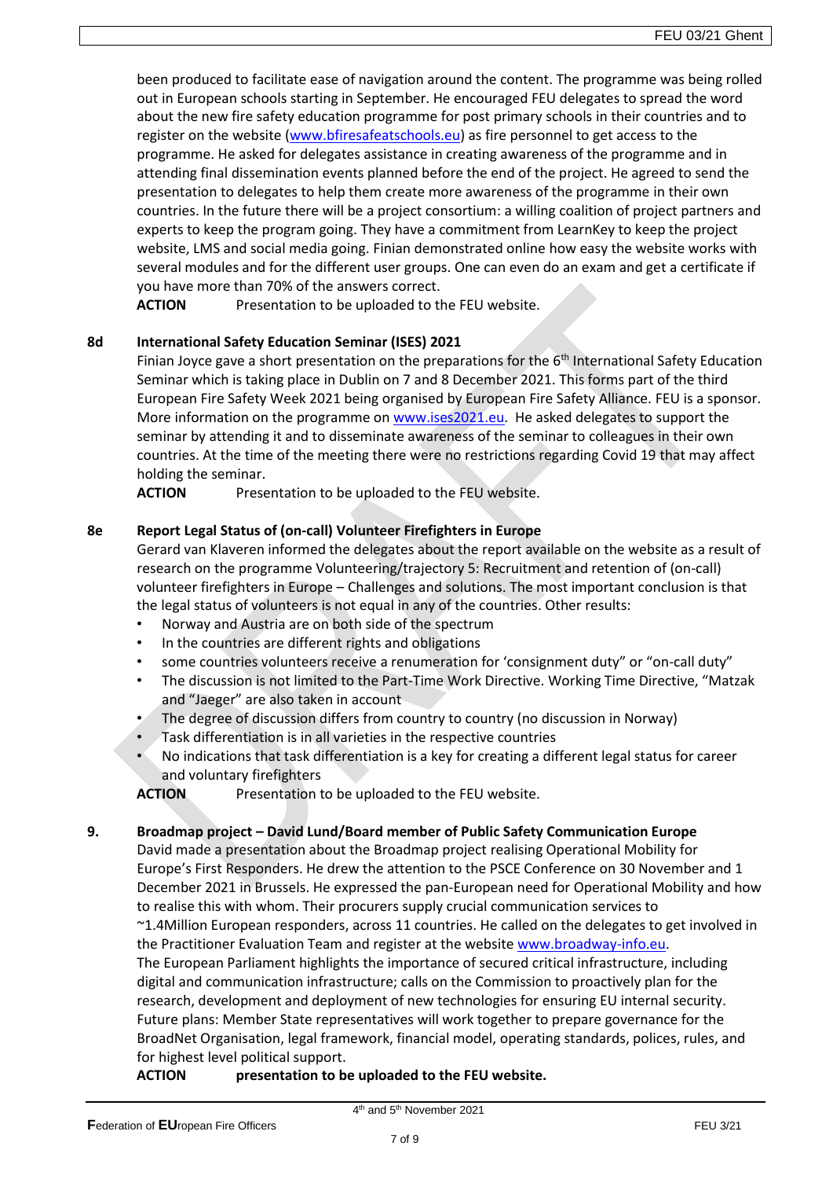been produced to facilitate ease of navigation around the content. The programme was being rolled out in European schools starting in September. He encouraged FEU delegates to spread the word about the new fire safety education programme for post primary schools in their countries and to register on the website (www.bfiresafeatschools.eu) as fire personnel to get access to the programme. He asked for delegates assistance in creating awareness of the programme and in attending final dissemination events planned before the end of the project. He agreed to send the presentation to delegates to help them create more awareness of the programme in their own countries. In the future there will be a project consortium: a willing coalition of project partners and experts to keep the program going. They have a commitment from LearnKey to keep the project website, LMS and social media going. Finian demonstrated online how easy the website works with several modules and for the different user groups. One can even do an exam and get a certificate if you have more than 70% of the answers correct.

**ACTION** Presentation to be uploaded to the FEU website.

**8d International Safety Education Seminar (ISES) 2021**

Finian Joyce gave a short presentation on the preparations for the 6th International Safety Education Seminar which is taking place in Dublin on 7 and 8 December 2021. This forms part of the third European Fire Safety Week 2021 being organised by European Fire Safety Alliance. FEU is a sponsor. More information on the programme on www.ises2021.eu. He asked delegates to support the seminar by attending it and to disseminate awareness of the seminar to colleagues in their own countries. At the time of the meeting there were no restrictions regarding Covid 19 that may affect holding the seminar.

**ACTION** Presentation to be uploaded to the FEU website.

**8e Report Legal Status of (on-call) Volunteer Firefighters in Europe**

Gerard van Klaveren informed the delegates about the report available on the website as a result of research on the programme Volunteering/trajectory 5: Recruitment and retention of (on-call) volunteer firefighters in Europe – Challenges and solutions. The most important conclusion is that the legal status of volunteers is not equal in any of the countries. Other results:

- Norway and Austria are on both side of the spectrum
- In the countries are different rights and obligations
- some countries volunteers receive a renumeration for 'consignment duty" or "on-call duty"
- The discussion is not limited to the Part-Time Work Directive. Working Time Directive, "Matzak and "Jaeger" are also taken in account
- The degree of discussion differs from country to country (no discussion in Norway)
- Task differentiation is in all varieties in the respective countries
- No indications that task differentiation is a key for creating a different legal status for career and voluntary firefighters

**ACTION** Presentation to be uploaded to the FEU website.

**9. Broadmap project – David Lund/Board member of Public Safety Communication Europe**

David made a presentation about the Broadmap project realising Operational Mobility for Europe's First Responders. He drew the attention to the PSCE Conference on 30 November and 1 December 2021 in Brussels. He expressed the pan-European need for Operational Mobility and how to realise this with whom. Their procurers supply crucial communication services to ~1.4Million European responders, across 11 countries. He called on the delegates to get involved in the Practitioner Evaluation Team and register at the website www.broadway-info.eu.

The European Parliament highlights the importance of secured critical infrastructure, including digital and communication infrastructure; calls on the Commission to proactively plan for the research, development and deployment of new technologies for ensuring EU internal security. Future plans: Member State representatives will work together to prepare governance for the BroadNet Organisation, legal framework, financial model, operating standards, polices, rules, and for highest level political support.

**ACTION presentation to be uploaded to the FEU website.**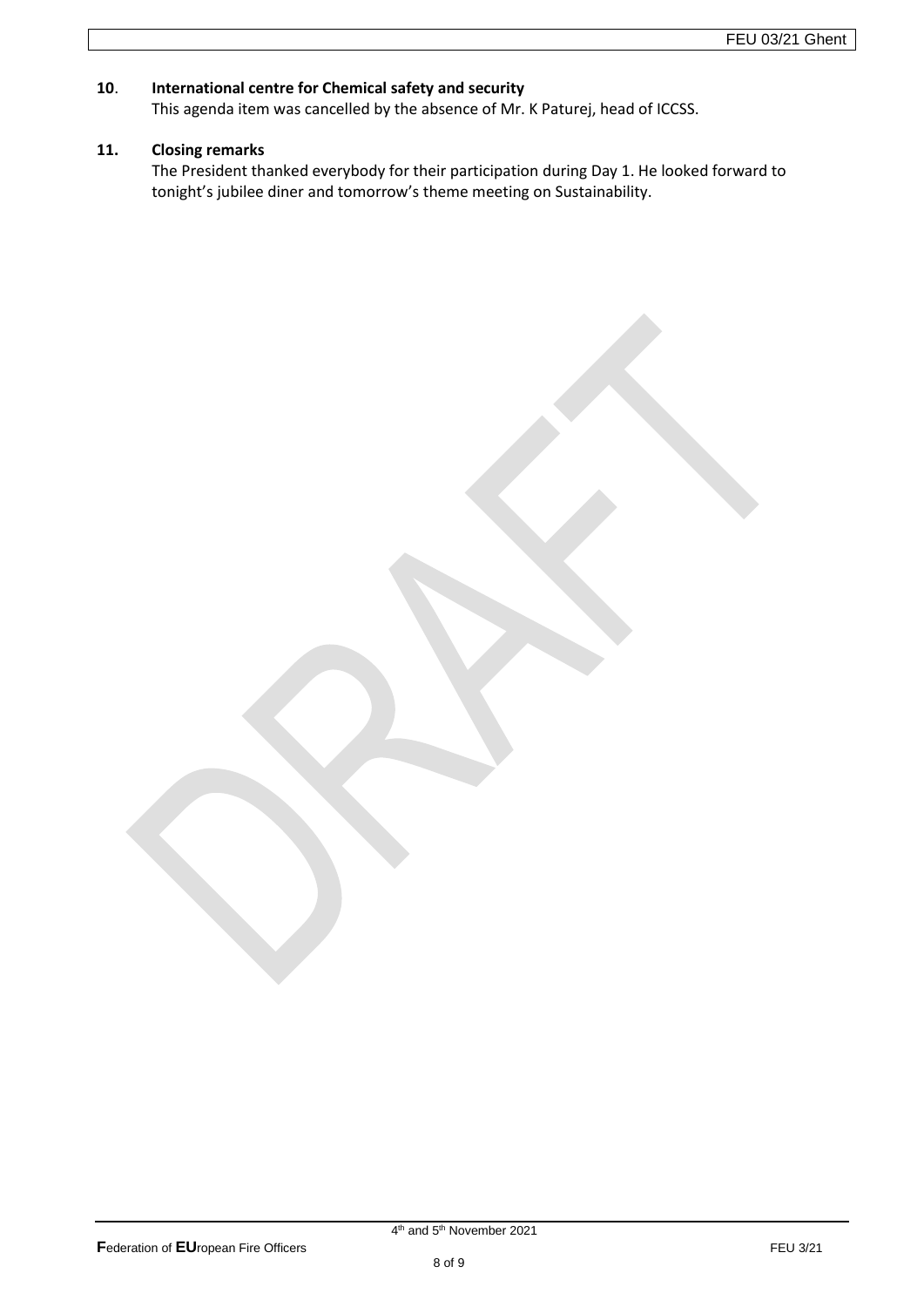## 10. International centre for Chemical safety and security

This agenda item was cancelled by the absence of Mr. K Paturej, head of ICCSS.

## 11. Closing remarks

The President thanked everybody for their participation during Day 1. He looked forward to tonight's jubilee diner and tomorrow's theme meeting on Sustainability.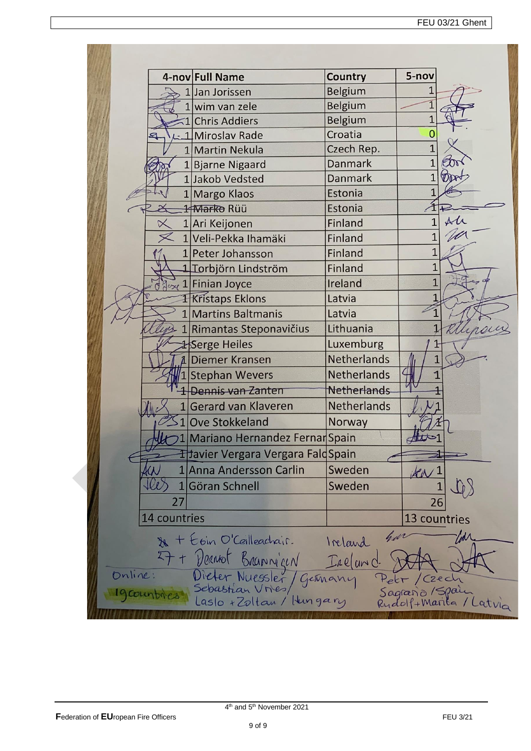| 4-nov | Full Name | Country | 5-nov |
|---|---|---|---|
| 1 | Jan Jorissen | Belgium | 1 |
| 1 | wim van zele | Belgium | 1 |
| 1 | Chris Addiers | Belgium | 1 |
| 1 | Miroslav Rade | Croatia | 0 |
| 1 | Martin Nekula | Czech Rep. | 1 |
| 1 | Bjarne Nigaard | Danmark | 1 |
| 1 | Jakob Vedsted | Danmark | 1 |
| 1 | Margo Klaos | Estonia | 1 |
| 1 | Marko Rüü | Estonia | 1 |
| 1 | Ari Keijonen | Finland | 1 |
| 1 | Veli-Pekka Ihamäki | Finland | 1 |
| 1 | Peter Johansson | Finland | 1 |
| 1 | Torbjörn Lindström | Finland | 1 |
| 1 | Finian Joyce | Ireland | 1 |
| 1 | Kristaps Eklons | Latvia | 1 |
| 1 | Martins Baltmanis | Latvia | 1 |
| 1 | Rimantas Steponavičius | Lithuania | 1 |
| 1 | Serge Heiles | Luxemburg | 1 |
| 1 | Diemer Kransen | Netherlands | 1 |
| 1 | Stephan Wevers | Netherlands | 1 |
| ~~1~~ | ~~Dennis van Zanten~~ | ~~Netherlands~~ | ~~1~~ |
| 1 | Gerard van Klaveren | Netherlands | 1 |
| 1 | Ove Stokkeland | Norway | 1 |
| 1 | Mariano Hernandez Fernar | Spain | 1 |
| 1 | Javier Vergara Vergara Falc | Spain | 1 |
| 1 | Anna Andersson Carlin | Sweden | 1 |
| 1 | Göran Schnell | Sweden | 1 |
| 27 | | | 26 |
| 14 countries | | | 13 countries |

28 + Eoin O'Cailleachair. Ireland

27 + Dermot Brannigan Ireland

Online: Dieter Nuessler / Germany Petr / Czech
Sebastian Vries / Sagrario / Spain
19 countries Laslo + Zoltan / Hungary Rudolf + Marita / Latvia